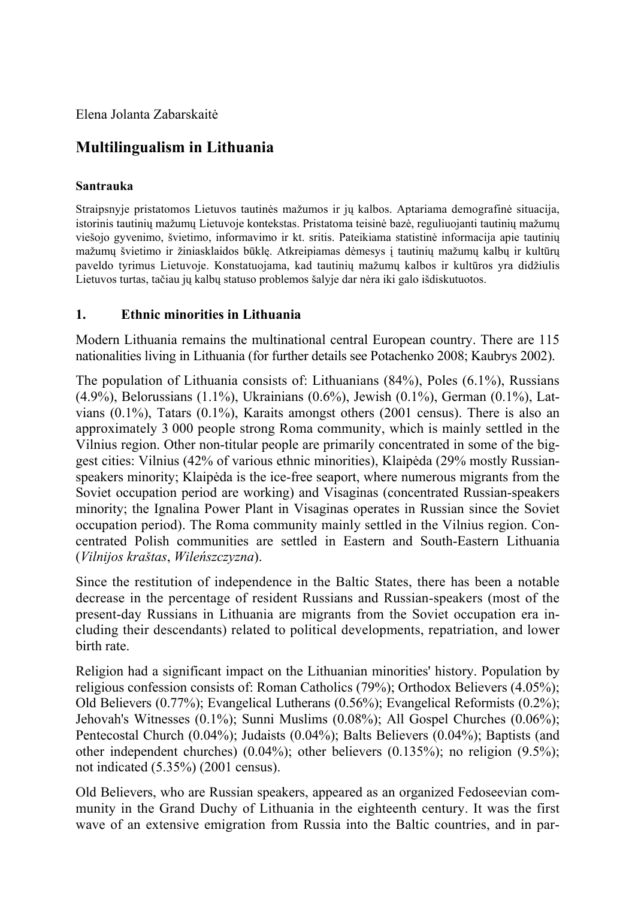Elena Jolanta Zabarskaitė

# Multilingualism in Lithuania

### Santrauka

Straipsnyje pristatomos Lietuvos tautinės mažumos ir jų kalbos. Aptariama demografinė situacija, istorinis tautinių mažumų Lietuvoje kontekstas. Pristatoma teisinė bazė, reguliuojanti tautinių mažumų viešojo gyvenimo, švietimo, informavimo ir kt. sritis. Pateikiama statistinė informacija apie tautinių mažumų švietimo ir žiniasklaidos būklę. Atkreipiamas dėmesys į tautinių mažumų kalbų ir kultūrų paveldo tyrimus Lietuvoje. Konstatuojama, kad tautinių mažumų kalbos ir kultūros yra didžiulis Lietuvos turtas, tačiau jų kalbų statuso problemos šalyje dar nėra iki galo išdiskutuotos.

## 1. Ethnic minorities in Lithuania

Modern Lithuania remains the multinational central European country. There are 115 nationalities living in Lithuania (for further details see Potachenko 2008; Kaubrys 2002).

The population of Lithuania consists of: Lithuanians (84%), Poles (6.1%), Russians (4.9%), Belorussians (1.1%), Ukrainians (0.6%), Jewish (0.1%), German (0.1%), Latvians (0.1%), Tatars (0.1%), Karaits amongst others (2001 census). There is also an approximately 3 000 people strong Roma community, which is mainly settled in the Vilnius region. Other non-titular people are primarily concentrated in some of the biggest cities: Vilnius (42% of various ethnic minorities), Klaipėda (29% mostly Russian-speakers minority; Klaipėda is the ice-free seaport, where numerous migrants from the Soviet occupation period are working) and Visaginas (concentrated Russian-speakers minority; the Ignalina Power Plant in Visaginas operates in Russian since the Soviet occupation period). The Roma community mainly settled in the Vilnius region. Concentrated Polish communities are settled in Eastern and South-Eastern Lithuania (*Vilnijos kraštas*, *Wileńszczyzna*).

Since the restitution of independence in the Baltic States, there has been a notable decrease in the percentage of resident Russians and Russian-speakers (most of the present-day Russians in Lithuania are migrants from the Soviet occupation era including their descendants) related to political developments, repatriation, and lower birth rate.

Religion had a significant impact on the Lithuanian minorities' history. Population by religious confession consists of: Roman Catholics (79%); Orthodox Believers (4.05%); Old Believers (0.77%); Evangelical Lutherans (0.56%); Evangelical Reformists (0.2%); Jehovah's Witnesses (0.1%); Sunni Muslims (0.08%); All Gospel Churches (0.06%); Pentecostal Church (0.04%); Judaists (0.04%); Balts Believers (0.04%); Baptists (and other independent churches) (0.04%); other believers (0.135%); no religion (9.5%); not indicated (5.35%) (2001 census).

Old Believers, who are Russian speakers, appeared as an organized Fedoseevian community in the Grand Duchy of Lithuania in the eighteenth century. It was the first wave of an extensive emigration from Russia into the Baltic countries, and in par-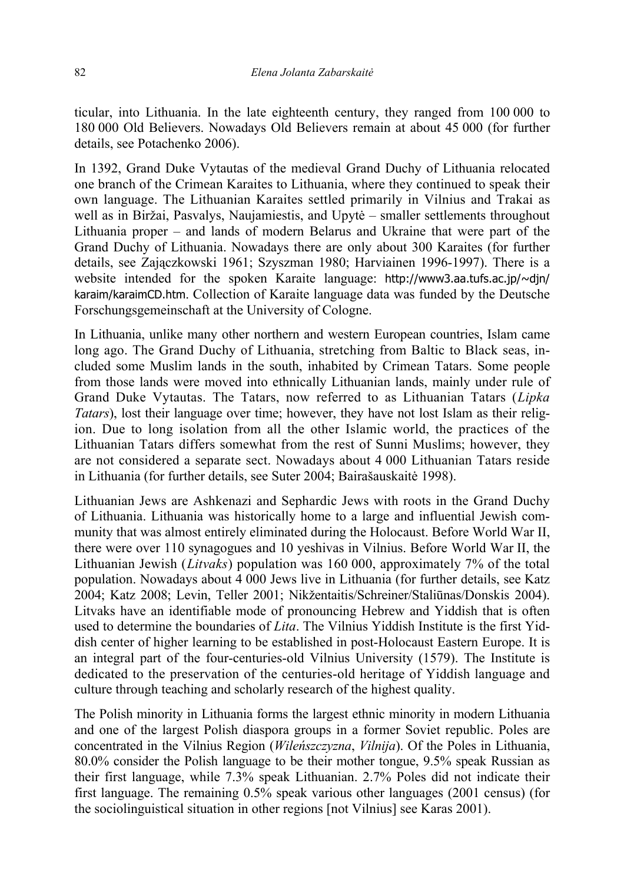ticular, into Lithuania. In the late eighteenth century, they ranged from 100 000 to 180 000 Old Believers. Nowadays Old Believers remain at about 45 000 (for further details, see Potachenko 2006).

In 1392, Grand Duke Vytautas of the medieval Grand Duchy of Lithuania relocated one branch of the Crimean Karaites to Lithuania, where they continued to speak their own language. The Lithuanian Karaites settled primarily in Vilnius and Trakai as well as in Biržai, Pasvalys, Naujamiestis, and Upytė – smaller settlements throughout Lithuania proper – and lands of modern Belarus and Ukraine that were part of the Grand Duchy of Lithuania. Nowadays there are only about 300 Karaites (for further details, see Zajączkowski 1961; Szyszman 1980; Harviainen 1996-1997). There is a website intended for the spoken Karaite language: http://www3.aa.tufs.ac.jp/~djn/karaim/karaimCD.htm. Collection of Karaite language data was funded by the Deutsche Forschungsgemeinschaft at the University of Cologne.

In Lithuania, unlike many other northern and western European countries, Islam came long ago. The Grand Duchy of Lithuania, stretching from Baltic to Black seas, included some Muslim lands in the south, inhabited by Crimean Tatars. Some people from those lands were moved into ethnically Lithuanian lands, mainly under rule of Grand Duke Vytautas. The Tatars, now referred to as Lithuanian Tatars (*Lipka Tatars*), lost their language over time; however, they have not lost Islam as their religion. Due to long isolation from all the other Islamic world, the practices of the Lithuanian Tatars differs somewhat from the rest of Sunni Muslims; however, they are not considered a separate sect. Nowadays about 4 000 Lithuanian Tatars reside in Lithuania (for further details, see Suter 2004; Bairašauskaitė 1998).

Lithuanian Jews are Ashkenazi and Sephardic Jews with roots in the Grand Duchy of Lithuania. Lithuania was historically home to a large and influential Jewish community that was almost entirely eliminated during the Holocaust. Before World War II, there were over 110 synagogues and 10 yeshivas in Vilnius. Before World War II, the Lithuanian Jewish (*Litvaks*) population was 160 000, approximately 7% of the total population. Nowadays about 4 000 Jews live in Lithuania (for further details, see Katz 2004; Katz 2008; Levin, Teller 2001; Nikžentaitis/Schreiner/Staliūnas/Donskis 2004). Litvaks have an identifiable mode of pronouncing Hebrew and Yiddish that is often used to determine the boundaries of *Lita*. The Vilnius Yiddish Institute is the first Yiddish center of higher learning to be established in post-Holocaust Eastern Europe. It is an integral part of the four-centuries-old Vilnius University (1579). The Institute is dedicated to the preservation of the centuries-old heritage of Yiddish language and culture through teaching and scholarly research of the highest quality.

The Polish minority in Lithuania forms the largest ethnic minority in modern Lithuania and one of the largest Polish diaspora groups in a former Soviet republic. Poles are concentrated in the Vilnius Region (*Wileńszczyzna*, *Vilnija*). Of the Poles in Lithuania, 80.0% consider the Polish language to be their mother tongue, 9.5% speak Russian as their first language, while 7.3% speak Lithuanian. 2.7% Poles did not indicate their first language. The remaining 0.5% speak various other languages (2001 census) (for the sociolinguistical situation in other regions [not Vilnius] see Karas 2001).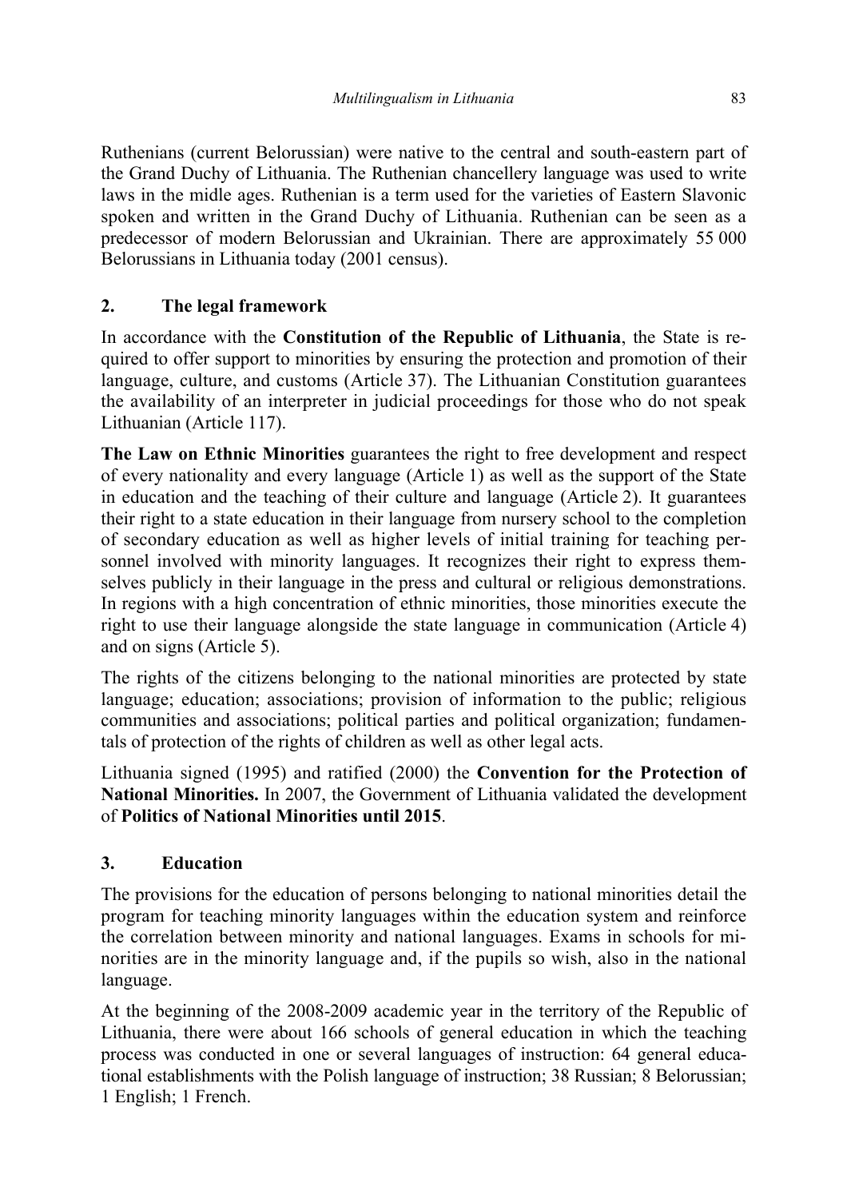Ruthenians (current Belorussian) were native to the central and south-eastern part of the Grand Duchy of Lithuania. The Ruthenian chancellery language was used to write laws in the midle ages. Ruthenian is a term used for the varieties of Eastern Slavonic spoken and written in the Grand Duchy of Lithuania. Ruthenian can be seen as a predecessor of modern Belorussian and Ukrainian. There are approximately 55 000 Belorussians in Lithuania today (2001 census).

## 2. The legal framework

In accordance with the **Constitution of the Republic of Lithuania**, the State is required to offer support to minorities by ensuring the protection and promotion of their language, culture, and customs (Article 37). The Lithuanian Constitution guarantees the availability of an interpreter in judicial proceedings for those who do not speak Lithuanian (Article 117).

**The Law on Ethnic Minorities** guarantees the right to free development and respect of every nationality and every language (Article 1) as well as the support of the State in education and the teaching of their culture and language (Article 2). It guarantees their right to a state education in their language from nursery school to the completion of secondary education as well as higher levels of initial training for teaching personnel involved with minority languages. It recognizes their right to express themselves publicly in their language in the press and cultural or religious demonstrations. In regions with a high concentration of ethnic minorities, those minorities execute the right to use their language alongside the state language in communication (Article 4) and on signs (Article 5).

The rights of the citizens belonging to the national minorities are protected by state language; education; associations; provision of information to the public; religious communities and associations; political parties and political organization; fundamentals of protection of the rights of children as well as other legal acts.

Lithuania signed (1995) and ratified (2000) the **Convention for the Protection of National Minorities.** In 2007, the Government of Lithuania validated the development of **Politics of National Minorities until 2015**.

## 3. Education

The provisions for the education of persons belonging to national minorities detail the program for teaching minority languages within the education system and reinforce the correlation between minority and national languages. Exams in schools for minorities are in the minority language and, if the pupils so wish, also in the national language.

At the beginning of the 2008-2009 academic year in the territory of the Republic of Lithuania, there were about 166 schools of general education in which the teaching process was conducted in one or several languages of instruction: 64 general educational establishments with the Polish language of instruction; 38 Russian; 8 Belorussian; 1 English; 1 French.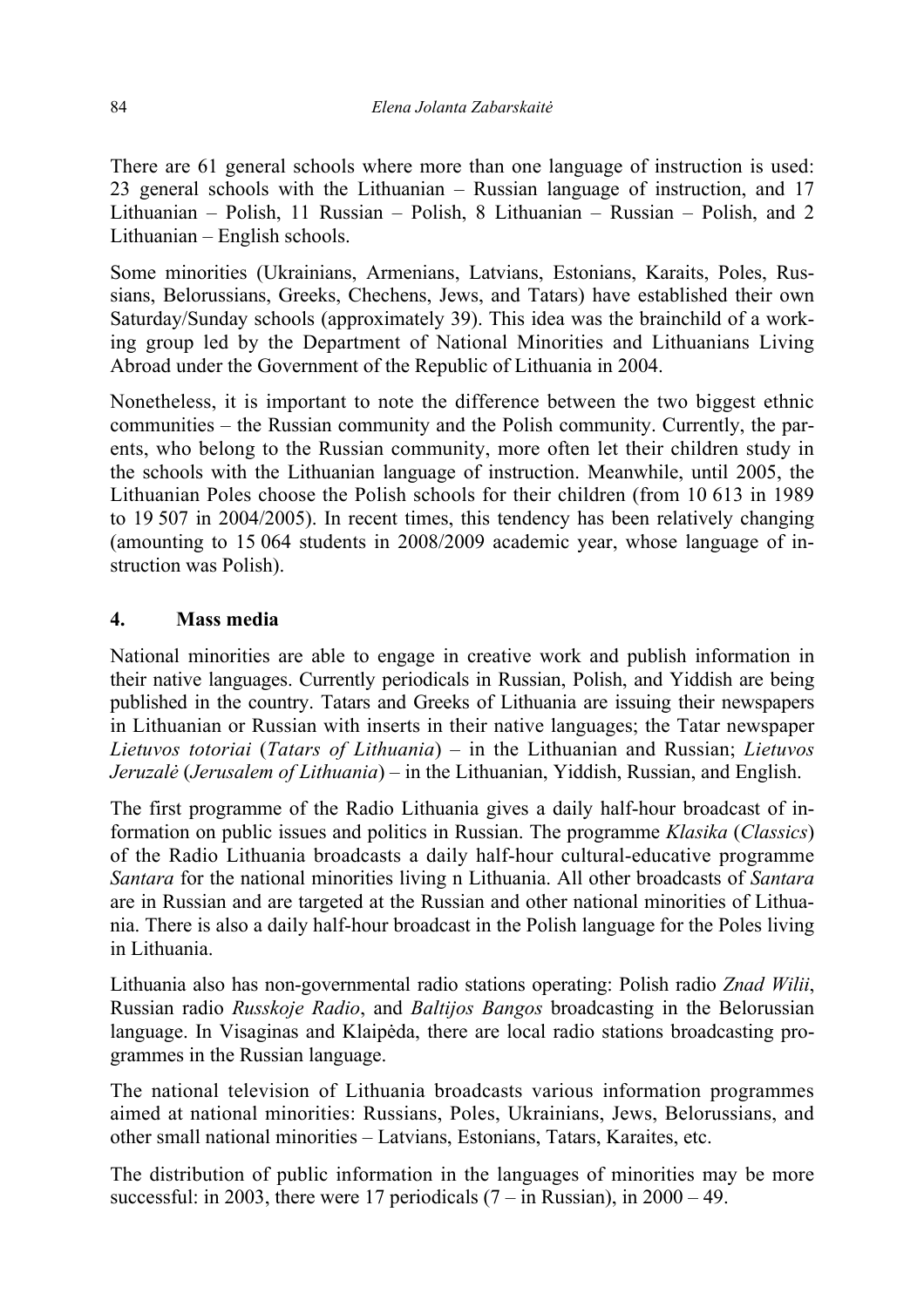There are 61 general schools where more than one language of instruction is used: 23 general schools with the Lithuanian – Russian language of instruction, and 17 Lithuanian – Polish, 11 Russian – Polish, 8 Lithuanian – Russian – Polish, and 2 Lithuanian – English schools.

Some minorities (Ukrainians, Armenians, Latvians, Estonians, Karaits, Poles, Russians, Belorussians, Greeks, Chechens, Jews, and Tatars) have established their own Saturday/Sunday schools (approximately 39). This idea was the brainchild of a working group led by the Department of National Minorities and Lithuanians Living Abroad under the Government of the Republic of Lithuania in 2004.

Nonetheless, it is important to note the difference between the two biggest ethnic communities – the Russian community and the Polish community. Currently, the parents, who belong to the Russian community, more often let their children study in the schools with the Lithuanian language of instruction. Meanwhile, until 2005, the Lithuanian Poles choose the Polish schools for their children (from 10 613 in 1989 to 19 507 in 2004/2005). In recent times, this tendency has been relatively changing (amounting to 15 064 students in 2008/2009 academic year, whose language of instruction was Polish).

## 4. Mass media

National minorities are able to engage in creative work and publish information in their native languages. Currently periodicals in Russian, Polish, and Yiddish are being published in the country. Tatars and Greeks of Lithuania are issuing their newspapers in Lithuanian or Russian with inserts in their native languages; the Tatar newspaper *Lietuvos totoriai* (*Tatars of Lithuania*) – in the Lithuanian and Russian; *Lietuvos Jeruzalė* (*Jerusalem of Lithuania*) – in the Lithuanian, Yiddish, Russian, and English.

The first programme of the Radio Lithuania gives a daily half-hour broadcast of information on public issues and politics in Russian. The programme *Klasika* (*Classics*) of the Radio Lithuania broadcasts a daily half-hour cultural-educative programme *Santara* for the national minorities living n Lithuania. All other broadcasts of *Santara* are in Russian and are targeted at the Russian and other national minorities of Lithuania. There is also a daily half-hour broadcast in the Polish language for the Poles living in Lithuania.

Lithuania also has non-governmental radio stations operating: Polish radio *Znad Wilii*, Russian radio *Russkoje Radio*, and *Baltijos Bangos* broadcasting in the Belorussian language. In Visaginas and Klaipėda, there are local radio stations broadcasting programmes in the Russian language.

The national television of Lithuania broadcasts various information programmes aimed at national minorities: Russians, Poles, Ukrainians, Jews, Belorussians, and other small national minorities – Latvians, Estonians, Tatars, Karaites, etc.

The distribution of public information in the languages of minorities may be more successful: in 2003, there were 17 periodicals (7 – in Russian), in 2000 – 49.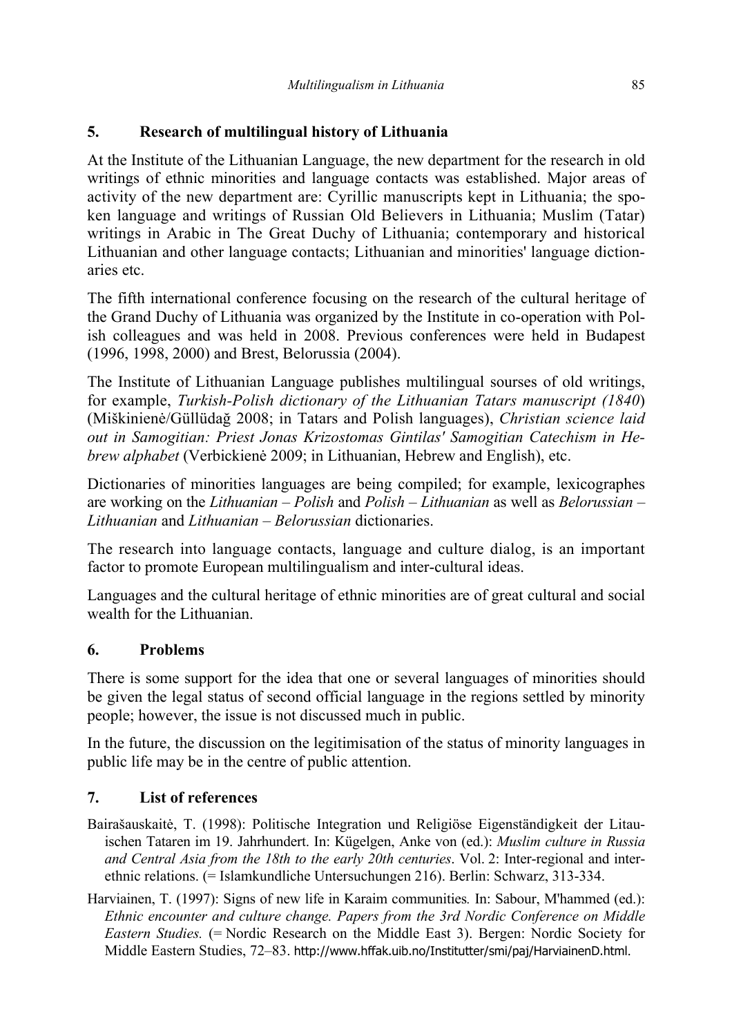## 5. Research of multilingual history of Lithuania

At the Institute of the Lithuanian Language, the new department for the research in old writings of ethnic minorities and language contacts was established. Major areas of activity of the new department are: Cyrillic manuscripts kept in Lithuania; the spoken language and writings of Russian Old Believers in Lithuania; Muslim (Tatar) writings in Arabic in The Great Duchy of Lithuania; contemporary and historical Lithuanian and other language contacts; Lithuanian and minorities' language dictionaries etc.

The fifth international conference focusing on the research of the cultural heritage of the Grand Duchy of Lithuania was organized by the Institute in co-operation with Polish colleagues and was held in 2008. Previous conferences were held in Budapest (1996, 1998, 2000) and Brest, Belorussia (2004).

The Institute of Lithuanian Language publishes multilingual sourses of old writings, for example, *Turkish-Polish dictionary of the Lithuanian Tatars manuscript (1840*) (Miškinienė/Güllüdağ 2008; in Tatars and Polish languages), *Christian science laid out in Samogitian: Priest Jonas Krizostomas Gintilas' Samogitian Catechism in Hebrew alphabet* (Verbickienė 2009; in Lithuanian, Hebrew and English), etc.

Dictionaries of minorities languages are being compiled; for example, lexicographes are working on the *Lithuanian – Polish* and *Polish – Lithuanian* as well as *Belorussian – Lithuanian* and *Lithuanian – Belorussian* dictionaries.

The research into language contacts, language and culture dialog, is an important factor to promote European multilingualism and inter-cultural ideas.

Languages and the cultural heritage of ethnic minorities are of great cultural and social wealth for the Lithuanian.

## 6. Problems

There is some support for the idea that one or several languages of minorities should be given the legal status of second official language in the regions settled by minority people; however, the issue is not discussed much in public.

In the future, the discussion on the legitimisation of the status of minority languages in public life may be in the centre of public attention.

## 7. List of references

Bairašauskaitė, T. (1998): Politische Integration und Religiöse Eigenständigkeit der Litauischen Tataren im 19. Jahrhundert. In: Kügelgen, Anke von (ed.): *Muslim culture in Russia and Central Asia from the 18th to the early 20th centuries*. Vol. 2: Inter-regional and inter-ethnic relations. (= Islamkundliche Untersuchungen 216). Berlin: Schwarz, 313-334.

Harviainen, T. (1997): Signs of new life in Karaim communities*.* In: Sabour, M'hammed (ed.): *Ethnic encounter and culture change. Papers from the 3rd Nordic Conference on Middle Eastern Studies.* (= Nordic Research on the Middle East 3). Bergen: Nordic Society for Middle Eastern Studies, 72–83. http://www.hffak.uib.no/Institutter/smi/paj/HarviainenD.html.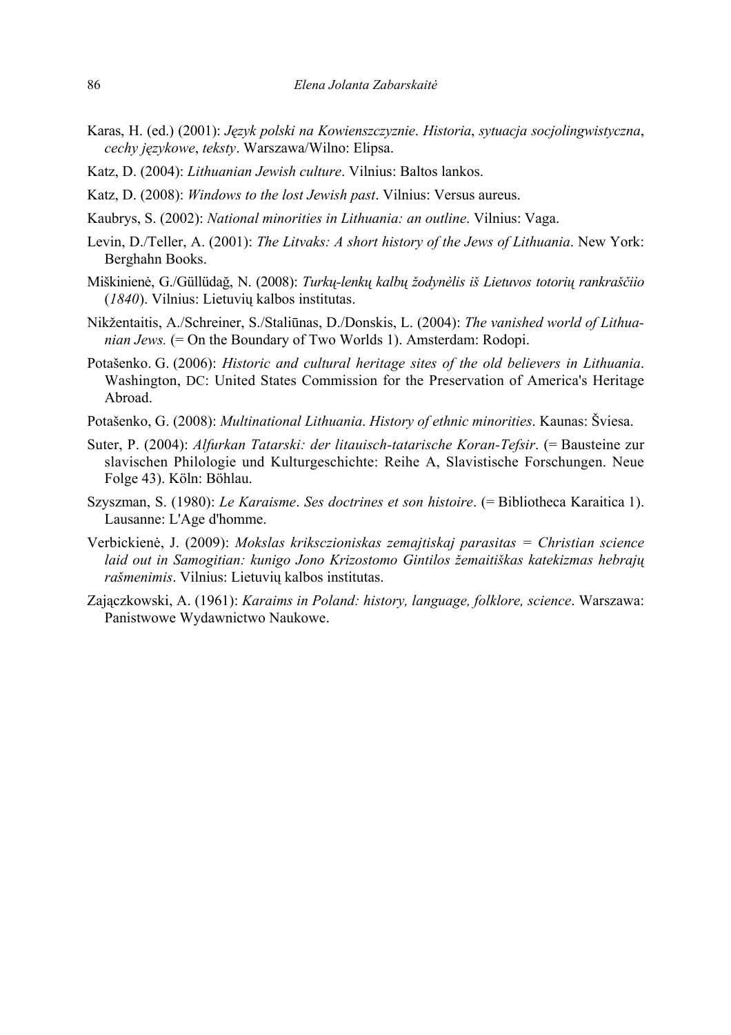Karas, H. (ed.) (2001): *Język polski na Kowienszczyznie*. *Historia*, *sytuacja socjolingwistyczna*, *cechy językowe*, *teksty*. Warszawa/Wilno: Elipsa.

Katz, D. (2004): *Lithuanian Jewish culture*. Vilnius: Baltos lankos.

Katz, D. (2008): *Windows to the lost Jewish past*. Vilnius: Versus aureus.

Kaubrys, S. (2002): *National minorities in Lithuania: an outline*. Vilnius: Vaga.

Levin, D./Teller, A. (2001): *The Litvaks: A short history of the Jews of Lithuania*. New York: Berghahn Books.

Miškinienė, G./Güllüdağ, N. (2008): *Turkų-lenkų kalbų žodynėlis iš Lietuvos totorių rankraščiio* (*1840*). Vilnius: Lietuvių kalbos institutas.

Nikžentaitis, A./Schreiner, S./Staliūnas, D./Donskis, L. (2004): *The vanished world of Lithuanian Jews.* (= On the Boundary of Two Worlds 1). Amsterdam: Rodopi.

Potašenko. G. (2006): *Historic and cultural heritage sites of the old believers in Lithuania*. Washington, DC: United States Commission for the Preservation of America's Heritage Abroad.

Potašenko, G. (2008): *Multinational Lithuania*. *History of ethnic minorities*. Kaunas: Šviesa.

Suter, P. (2004): *Alfurkan Tatarski: der litauisch-tatarische Koran-Tefsir*. (= Bausteine zur slavischen Philologie und Kulturgeschichte: Reihe A, Slavistische Forschungen. Neue Folge 43). Köln: Böhlau.

Szyszman, S. (1980): *Le Karaisme*. *Ses doctrines et son histoire*. (= Bibliotheca Karaitica 1). Lausanne: L'Age d'homme.

Verbickienė, J. (2009): *Mokslas kriksczioniskas zemajtiskaj parasitas = Christian science laid out in Samogitian: kunigo Jono Krizostomo Gintilos žemaitiškas katekizmas hebrajų rašmenimis*. Vilnius: Lietuvių kalbos institutas.

Zajączkowski, A. (1961): *Karaims in Poland: history, language, folklore, science*. Warszawa: Panistwowe Wydawnictwo Naukowe.